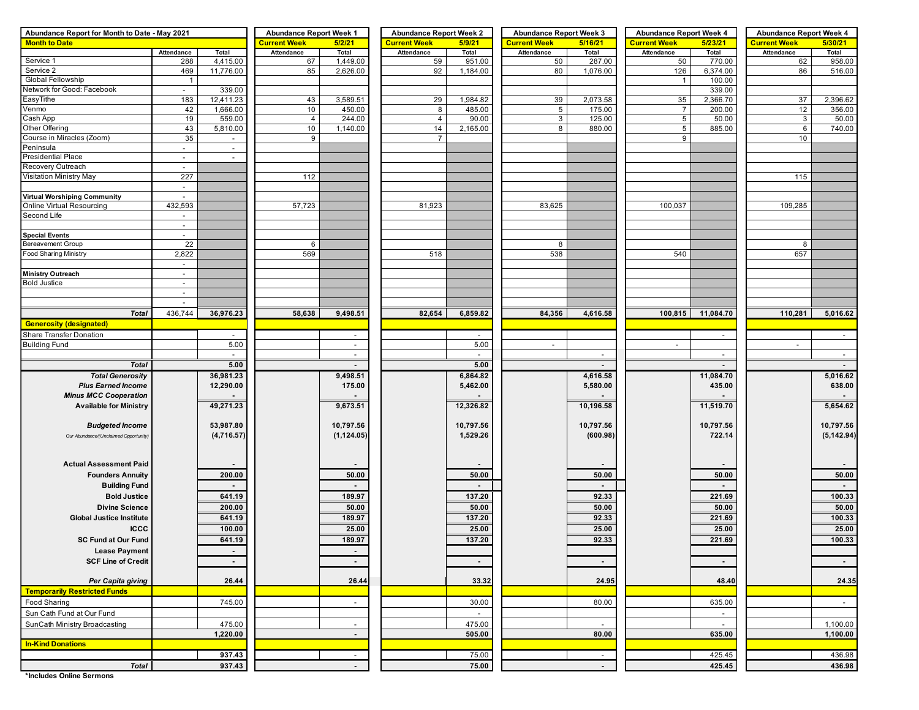| Abundance Report for Month to Date - May 2021 | | | Abundance Report Week 1 | | Abundance Report Week 2 | | Abundance Report Week 3 | | Abundance Report Week 4 | | Abundance Report Week 4 | |
|---|---|---|---|---|---|---|---|---|---|---|
| **Month to Date** | | | **Current Week** | **5/2/21** | **Current Week** | **5/9/21** | **Current Week** | **5/16/21** | **Current Week** | **5/23/21** | **Current Week** | **5/30/21** |
| | Attendance | Total | Attendance | Total | Attendance | Total | Attendance | Total | Attendance | Total | Attendance | Total |
| Service 1 | 288 | 4,415.00 | 67 | 1,449.00 | 59 | 951.00 | 50 | 287.00 | 50 | 770.00 | 62 | 958.00 |
| Service 2 | 469 | 11,776.00 | 85 | 2,626.00 | 92 | 1,184.00 | 80 | 1,076.00 | 126 | 6,374.00 | 86 | 516.00 |
| Global Fellowship | 1 | | | | | | | | 1 | 100.00 | | |
| Network for Good: Facebook | - | 339.00 | | | | | | | | 339.00 | | |
| EasyTithe | 183 | 12,411.23 | 43 | 3,589.51 | 29 | 1,984.82 | 39 | 2,073.58 | 35 | 2,366.70 | 37 | 2,396.62 |
| Venmo | 42 | 1,666.00 | 10 | 450.00 | 8 | 485.00 | 5 | 175.00 | 7 | 200.00 | 12 | 356.00 |
| Cash App | 19 | 559.00 | 4 | 244.00 | 4 | 90.00 | 3 | 125.00 | 5 | 50.00 | 3 | 50.00 |
| Other Offering | 43 | 5,810.00 | 10 | 1,140.00 | 14 | 2,165.00 | 8 | 880.00 | 5 | 885.00 | 6 | 740.00 |
| Course in Miracles (Zoom) | 35 | - | 9 | | 7 | | | | 9 | | 10 | |
| Peninsula | - | - | | | | | | | | | | |
| Presidential Place | - | - | | | | | | | | | | |
| Recovery Outreach | - | | | | | | | | | | | |
| Visitation Ministry May | 227 | | 112 | | | | | | | | 115 | |
| | - | | | | | | | | | | | |
| **Virtual Worshiping Community** | - | | | | | | | | | | | |
| Online Virtual Resourcing | 432,593 | | 57,723 | | 81,923 | | 83,625 | | 100,037 | | 109,285 | |
| Second Life | - | | | | | | | | | | | |
| | - | | | | | | | | | | | |
| **Special Events** | - | | | | | | | | | | | |
| Bereavement Group | 22 | | 6 | | | | 8 | | | | 8 | |
| Food Sharing Ministry | 2,822 | | 569 | | 518 | | 538 | | 540 | | 657 | |
| | - | | | | | | | | | | | |
| **Ministry Outreach** | - | | | | | | | | | | | |
| Bold Justice | - | | | | | | | | | | | |
| | - | | | | | | | | | | | |
| | - | | | | | | | | | | | |
| ***Total*** | 436,744 | **36,976.23** | **58,638** | **9,498.51** | **82,654** | **6,859.82** | **84,356** | **4,616.58** | **100,815** | **11,084.70** | **110,281** | **5,016.62** |
| **Generosity (designated)** | | | | | | | | | | | | |
| Share Transfer Donation | | - | | - | | - | | | | - | | - |
| Building Fund | | 5.00 | | - | | 5.00 | - | | - | | - | |
| | | - | | - | | - | | - | | - | | - |
| ***Total*** | | **5.00** | | **-** | | **5.00** | | **-** | | **-** | | **-** |
| ***Total Generosity*** | | **36,981.23** | | **9,498.51** | | **6,864.82** | | **4,616.58** | | **11,084.70** | | **5,016.62** |
| ***Plus Earned Income*** | | **12,290.00** | | **175.00** | | **5,462.00** | | **5,580.00** | | **435.00** | | **638.00** |
| ***Minus MCC Cooperation*** | | **-** | | | | **-** | | **-** | | **-** | | **-** |
| **Available for Ministry** | | **49,271.23** | | **9,673.51** | | **12,326.82** | | **10,196.58** | | **11,519.70** | | **5,654.62** |
| ***Budgeted Income*** | | **53,987.80** | | **10,797.56** | | **10,797.56** | | **10,797.56** | | **10,797.56** | | **10,797.56** |
| *Our Abundance/(Unclaimed Opportunity)* | | **(4,716.57)** | | **(1,124.05)** | | **1,529.26** | | **(600.98)** | | **722.14** | | **(5,142.94)** |
| **Actual Assessment Paid** | | **-** | | **-** | | **-** | | **-** | | **-** | | **-** |
| **Founders Annuity** | | **200.00** | | **50.00** | | **50.00** | | **50.00** | | **50.00** | | **50.00** |
| **Building Fund** | | **-** | | **-** | | **-** | | **-** | | **-** | | **-** |
| **Bold Justice** | | **641.19** | | **189.97** | | **137.20** | | **92.33** | | **221.69** | | **100.33** |
| **Divine Science** | | **200.00** | | **50.00** | | **50.00** | | **50.00** | | **50.00** | | **50.00** |
| **Global Justice Institute** | | **641.19** | | **189.97** | | **137.20** | | **92.33** | | **221.69** | | **100.33** |
| **ICCC** | | **100.00** | | **25.00** | | **25.00** | | **25.00** | | **25.00** | | **25.00** |
| **SC Fund at Our Fund** | | **641.19** | | **189.97** | | **137.20** | | **92.33** | | **221.69** | | **100.33** |
| **Lease Payment** | | **-** | | **-** | | | | | | | | |
| **SCF Line of Credit** | | **-** | | **-** | | **-** | | **-** | | **-** | | **-** |
| ***Per Capita giving*** | | **26.44** | | **26.44** | | **33.32** | | **24.95** | | **48.40** | | **24.35** |
| **Temporarily Restricted Funds** | | | | | | | | | | | | |
| Food Sharing | | 745.00 | | - | | 30.00 | | 80.00 | | 635.00 | | - |
| Sun Cath Fund at Our Fund | | | | | | - | | | | - | | |
| SunCath Ministry Broadcasting | | 475.00 | | - | | 475.00 | | - | | - | | 1,100.00 |
| | | **1,220.00** | | **-** | | **505.00** | | **80.00** | | **635.00** | | **1,100.00** |
| **In-Kind Donations** | | | | | | | | | | | | |
| | | **937.43** | | - | | 75.00 | | - | | 425.45 | | 436.98 |
| ***Total*** | | **937.43** | | **-** | | **75.00** | | **-** | | **425.45** | | **436.98** |

**\*Includes Online Sermons**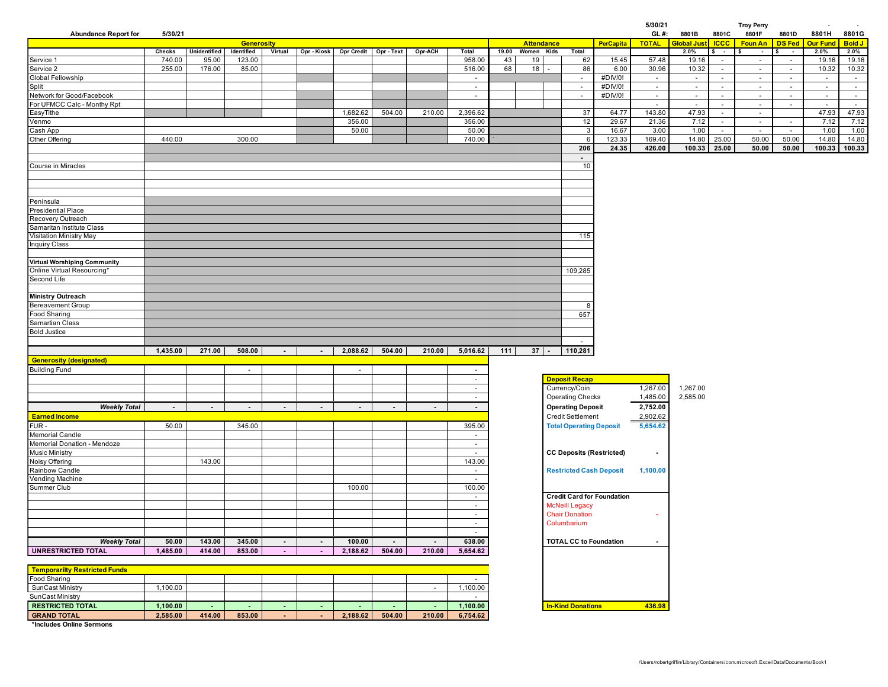**Abundance Report for** 5/30/21

| | Generosity | | | | | | | | | Attendance | | | | PerCapita | 5/30/21 GL #: TOTAL | 8801B Global Just | 8801C ICCC | Troy Perry 8801F Foun An | 8801D DS Fed | - 8801H Our Fund | - 8801G Bold J |
|---|---|---|---|---|---|---|---|---|---|---|---|---|---|---|---|---|---|---|---|---|---|
| | Checks | Unidentified | Identified | Virtual | Opr - Kiosk | Opr Credit | Opr - Text | Opr-ACH | Total | 19.00 | Women | Kids | Total | | | 2.0% | $ - | $ - | $ - | 2.0% | 2.0% |
| Service 1 | 740.00 | 95.00 | 123.00 | | | | | | 958.00 | 43 | 19 | | 62 | 15.45 | 57.48 | 19.16 | - | - | - | 19.16 | 19.16 |
| Service 2 | 255.00 | 176.00 | 85.00 | | | | | | 516.00 | 68 | 18 | - | 86 | 6.00 | 30.96 | 10.32 | - | - | - | 10.32 | 10.32 |
| Global Fellowship | | | | | | | | | - | | | | - | #DIV/0! | - | - | - | - | - | - | - |
| Split | | | | | | | | | - | | | | - | #DIV/0! | - | - | - | - | - | - | - |
| Network for Good/Facebook | | | | | | | | | - | | | | - | #DIV/0! | - | - | - | - | - | - | - |
| For UFMCC Calc - Monthy Rpt | | | | | | | | | | | | | | | - | - | - | - | - | - | - |
| EasyTithe | | | | | | 1,682.62 | 504.00 | 210.00 | 2,396.62 | | | | 37 | 64.77 | 143.80 | 47.93 | - | - | | 47.93 | 47.93 |
| Venmo | | | | | | 356.00 | | | 356.00 | | | | 12 | 29.67 | 21.36 | 7.12 | - | - | - | 7.12 | 7.12 |
| Cash App | | | | | | 50.00 | | | 50.00 | | | | 3 | 16.67 | 3.00 | 1.00 | - | - | - | 1.00 | 1.00 |
| Other Offering | 440.00 | | 300.00 | | | | | | 740.00 | | | | 6 | 123.33 | 169.40 | 14.80 | 25.00 | 50.00 | 50.00 | 14.80 | 14.80 |
| | | | | | | | | | | | | | **206** | **24.35** | **426.00** | **100.33** | **25.00** | **50.00** | **50.00** | **100.33** | **100.33** |
| | | | | | | | | | | | | | - | | | | | | | | |
| Course in Miracles | | | | | | | | | | | | | 10 | | | | | | | | |
| Peninsula | | | | | | | | | | | | | | | | | | | | | |
| Presidential Place | | | | | | | | | | | | | | | | | | | | | |
| Recovery Outreach | | | | | | | | | | | | | | | | | | | | | |
| Samaritan Institute Class | | | | | | | | | | | | | | | | | | | | | |
| Visitation Ministry May | | | | | | | | | | | | | 115 | | | | | | | | |
| Inquiry Class | | | | | | | | | | | | | | | | | | | | | |
| **Virtual Worshiping Community** | | | | | | | | | | | | | | | | | | | | | |
| Online Virtual Resourcing* | | | | | | | | | | | | | 109,285 | | | | | | | | |
| Second Life | | | | | | | | | | | | | | | | | | | | | |
| **Ministry Outreach** | | | | | | | | | | | | | | | | | | | | | |
| Bereavement Group | | | | | | | | | | | | | 8 | | | | | | | | |
| Food Sharing | | | | | | | | | | | | | 657 | | | | | | | | |
| Samartian Class | | | | | | | | | | | | | | | | | | | | | |
| Bold Justice | | | | | | | | | | | | | | | | | | | | | |
| | | | | | | | | | | | | | - | | | | | | | | |
| | **1,435.00** | **271.00** | **508.00** | **-** | **-** | **2,088.62** | **504.00** | **210.00** | **5,016.62** | **111** | **37** | **-** | **110,281** | | | | | | | | |

| **Generosity (designated)** | | | | | | | | | |
|---|---|---|---|---|---|---|---|---|---|
| Building Fund | | | - | | | - | | | - |
| | | | | | | | | | - |
| | | | | | | | | | - |
| | | | | | | | | | - |
| ***Weekly Total*** | **-** | **-** | **-** | **-** | **-** | **-** | **-** | **-** | **-** |
| **Earned Income** | | | | | | | | | |
| FUR - | 50.00 | | 345.00 | | | | | | 395.00 |
| Memorial Candle | | | | | | | | | - |
| Memorial Donation - Mendoze | | | | | | | | | - |
| Music Ministry | | | | | | | | | - |
| Noisy Offering | | 143.00 | | | | | | | 143.00 |
| Rainbow Candle | | | | | | | | | - |
| Vending Machine | | | | | | | | | - |
| Summer Club | | | | | | 100.00 | | | 100.00 |
| | | | | | | | | | - |
| | | | | | | | | | - |
| | | | | | | | | | - |
| | | | | | | | | | - |
| ***Weekly Total*** | **50.00** | **143.00** | **345.00** | **-** | **-** | **100.00** | **-** | **-** | **638.00** |
| **UNRESTRICTED TOTAL** | **1,485.00** | **414.00** | **853.00** | **-** | **-** | **2,188.62** | **504.00** | **210.00** | **5,654.62** |
| | | | | | | | | | |
| **Temporarilty Restricted Funds** | | | | | | | | | |
| Food Sharing | | | | | | | | | - |
| SunCast Ministry | 1,100.00 | | | | | | | - | 1,100.00 |
| SunCast Ministry | | | | | | | | | - |
| **RESTRICTED TOTAL** | **1,100.00** | **-** | **-** | **-** | **-** | **-** | **-** | **-** | **1,100.00** |
| **GRAND TOTAL** | **2,585.00** | **414.00** | **853.00** | **-** | **-** | **2,188.62** | **504.00** | **210.00** | **6,754.62** |

**\*Includes Online Sermons**

| **Deposit Recap** | | |
|---|---|---|
| Currency/Coin | 1,267.00 | 1,267.00 |
| Operating Checks | 1,485.00 | 2,585.00 |
| **Operating Deposit** | **2,752.00** | |
| Credit Settlement | 2,902.62 | |
| **Total Operating Deposit** | **5,654.62** | |
| **CC Deposits (Restricted)** | **-** | |
| **Restricted Cash Deposit** | **1,100.00** | |
| **Credit Card for Foundation** | | |
| McNeill Legacy | | |
| Chair Donation | - | |
| Columbarium | | |
| **TOTAL CC to Foundation** | **-** | |
| **In-Kind Donations** | **436.98** | |

/Users/robertgriffin/Library/Containers/com.microsoft.Excel/Data/Documents/Book1